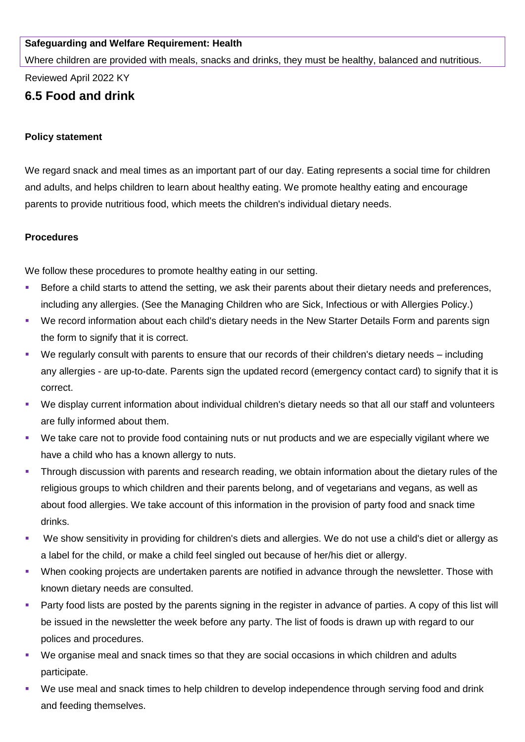**Safeguarding and Welfare Requirement: Health**

Where children are provided with meals, snacks and drinks, they must be healthy, balanced and nutritious.

Reviewed April 2022 KY

## 6.5 Food and drink

**Policy statement**

We regard snack and meal times as an important part of our day. Eating represents a social time for children and adults, and helps children to learn about healthy eating. We promote healthy eating and encourage parents to provide nutritious food, which meets the children's individual dietary needs.

**Procedures**

We follow these procedures to promote healthy eating in our setting.

- Before a child starts to attend the setting, we ask their parents about their dietary needs and preferences, including any allergies. (See the Managing Children who are Sick, Infectious or with Allergies Policy.)
- We record information about each child's dietary needs in the New Starter Details Form and parents sign the form to signify that it is correct.
- We regularly consult with parents to ensure that our records of their children's dietary needs – including any allergies - are up-to-date. Parents sign the updated record (emergency contact card) to signify that it is correct.
- We display current information about individual children's dietary needs so that all our staff and volunteers are fully informed about them.
- We take care not to provide food containing nuts or nut products and we are especially vigilant where we have a child who has a known allergy to nuts.
- Through discussion with parents and research reading, we obtain information about the dietary rules of the religious groups to which children and their parents belong, and of vegetarians and vegans, as well as about food allergies. We take account of this information in the provision of party food and snack time drinks.
- We show sensitivity in providing for children's diets and allergies. We do not use a child's diet or allergy as a label for the child, or make a child feel singled out because of her/his diet or allergy.
- When cooking projects are undertaken parents are notified in advance through the newsletter. Those with known dietary needs are consulted.
- Party food lists are posted by the parents signing in the register in advance of parties. A copy of this list will be issued in the newsletter the week before any party. The list of foods is drawn up with regard to our polices and procedures.
- We organise meal and snack times so that they are social occasions in which children and adults participate.
- We use meal and snack times to help children to develop independence through serving food and drink and feeding themselves.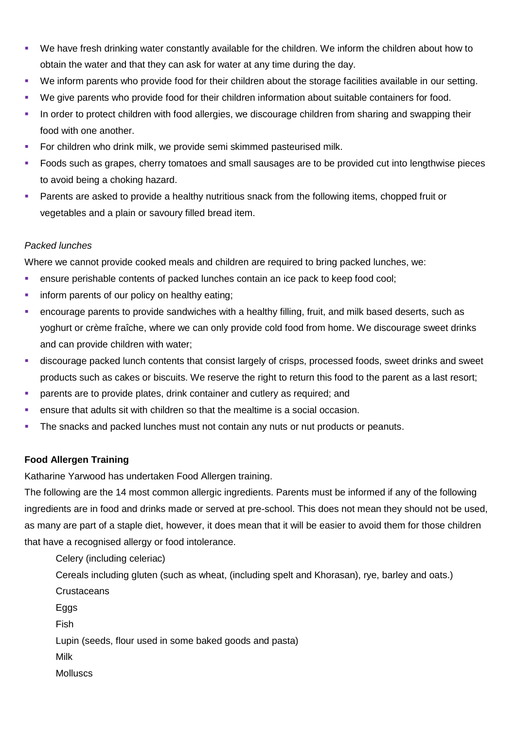- We have fresh drinking water constantly available for the children. We inform the children about how to obtain the water and that they can ask for water at any time during the day.
- We inform parents who provide food for their children about the storage facilities available in our setting.
- We give parents who provide food for their children information about suitable containers for food.
- In order to protect children with food allergies, we discourage children from sharing and swapping their food with one another.
- For children who drink milk, we provide semi skimmed pasteurised milk.
- Foods such as grapes, cherry tomatoes and small sausages are to be provided cut into lengthwise pieces to avoid being a choking hazard.
- Parents are asked to provide a healthy nutritious snack from the following items, chopped fruit or vegetables and a plain or savoury filled bread item.

*Packed lunches*

Where we cannot provide cooked meals and children are required to bring packed lunches, we:

- ensure perishable contents of packed lunches contain an ice pack to keep food cool;
- inform parents of our policy on healthy eating;
- encourage parents to provide sandwiches with a healthy filling, fruit, and milk based deserts, such as yoghurt or crème fraîche, where we can only provide cold food from home. We discourage sweet drinks and can provide children with water;
- discourage packed lunch contents that consist largely of crisps, processed foods, sweet drinks and sweet products such as cakes or biscuits. We reserve the right to return this food to the parent as a last resort;
- parents are to provide plates, drink container and cutlery as required; and
- ensure that adults sit with children so that the mealtime is a social occasion.
- The snacks and packed lunches must not contain any nuts or nut products or peanuts.

**Food Allergen Training**

Katharine Yarwood has undertaken Food Allergen training.

The following are the 14 most common allergic ingredients. Parents must be informed if any of the following ingredients are in food and drinks made or served at pre-school. This does not mean they should not be used, as many are part of a staple diet, however, it does mean that it will be easier to avoid them for those children that have a recognised allergy or food intolerance.

Celery (including celeriac)
Cereals including gluten (such as wheat, (including spelt and Khorasan), rye, barley and oats.)
Crustaceans
Eggs
Fish
Lupin (seeds, flour used in some baked goods and pasta)
Milk
Molluscs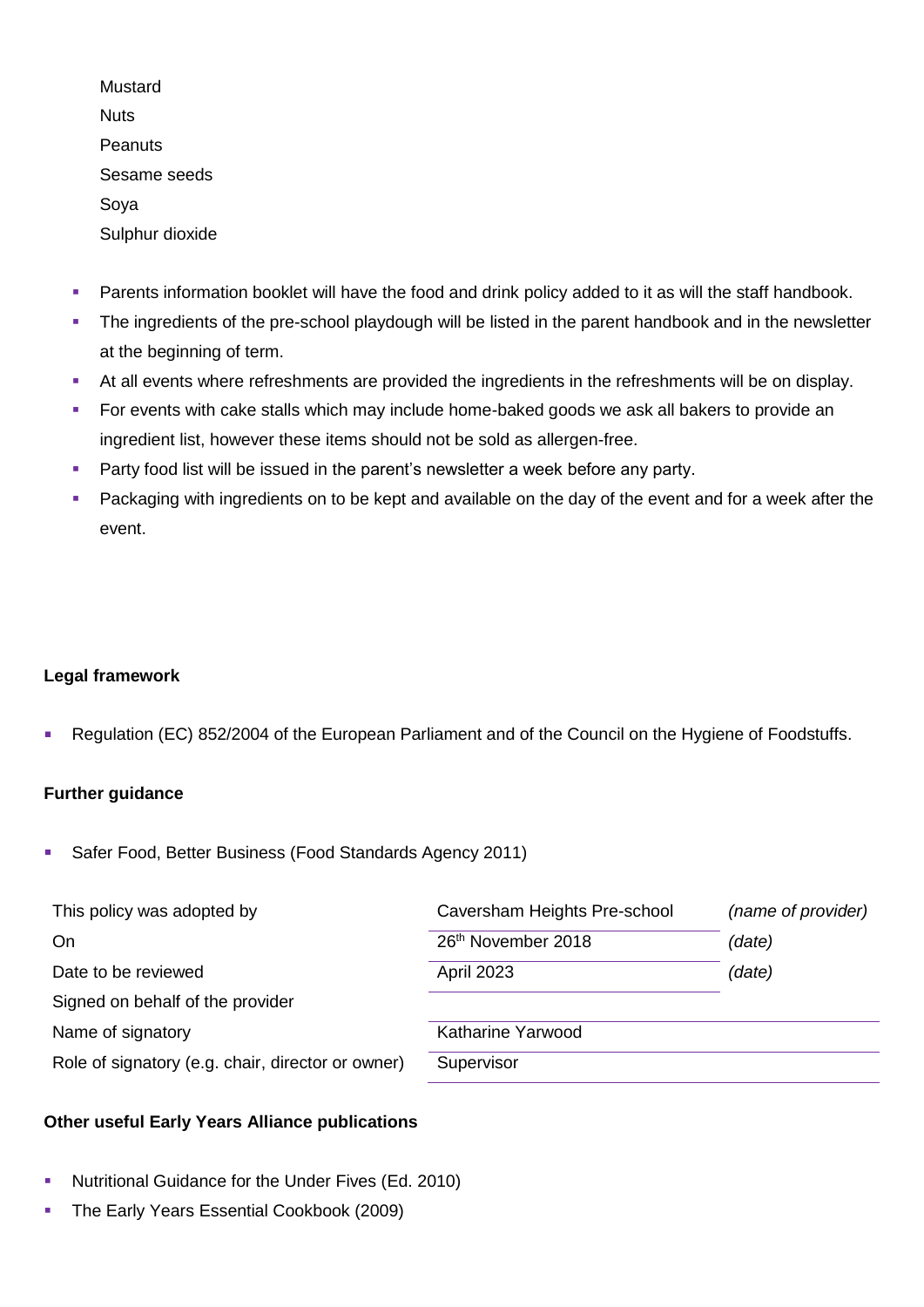Mustard

Nuts

Peanuts

Sesame seeds

Soya

Sulphur dioxide

- Parents information booklet will have the food and drink policy added to it as will the staff handbook.
- The ingredients of the pre-school playdough will be listed in the parent handbook and in the newsletter at the beginning of term.
- At all events where refreshments are provided the ingredients in the refreshments will be on display.
- For events with cake stalls which may include home-baked goods we ask all bakers to provide an ingredient list, however these items should not be sold as allergen-free.
- Party food list will be issued in the parent's newsletter a week before any party.
- Packaging with ingredients on to be kept and available on the day of the event and for a week after the event.

**Legal framework**

- Regulation (EC) 852/2004 of the European Parliament and of the Council on the Hygiene of Foodstuffs.

**Further guidance**

- Safer Food, Better Business (Food Standards Agency 2011)

| | | |
|---|---|---|
| This policy was adopted by | Caversham Heights Pre-school | *(name of provider)* |
| On | 26th November 2018 | *(date)* |
| Date to be reviewed | April 2023 | *(date)* |
| Signed on behalf of the provider | | |
| Name of signatory | Katharine Yarwood | |
| Role of signatory (e.g. chair, director or owner) | Supervisor | |

**Other useful Early Years Alliance publications**

- Nutritional Guidance for the Under Fives (Ed. 2010)
- The Early Years Essential Cookbook (2009)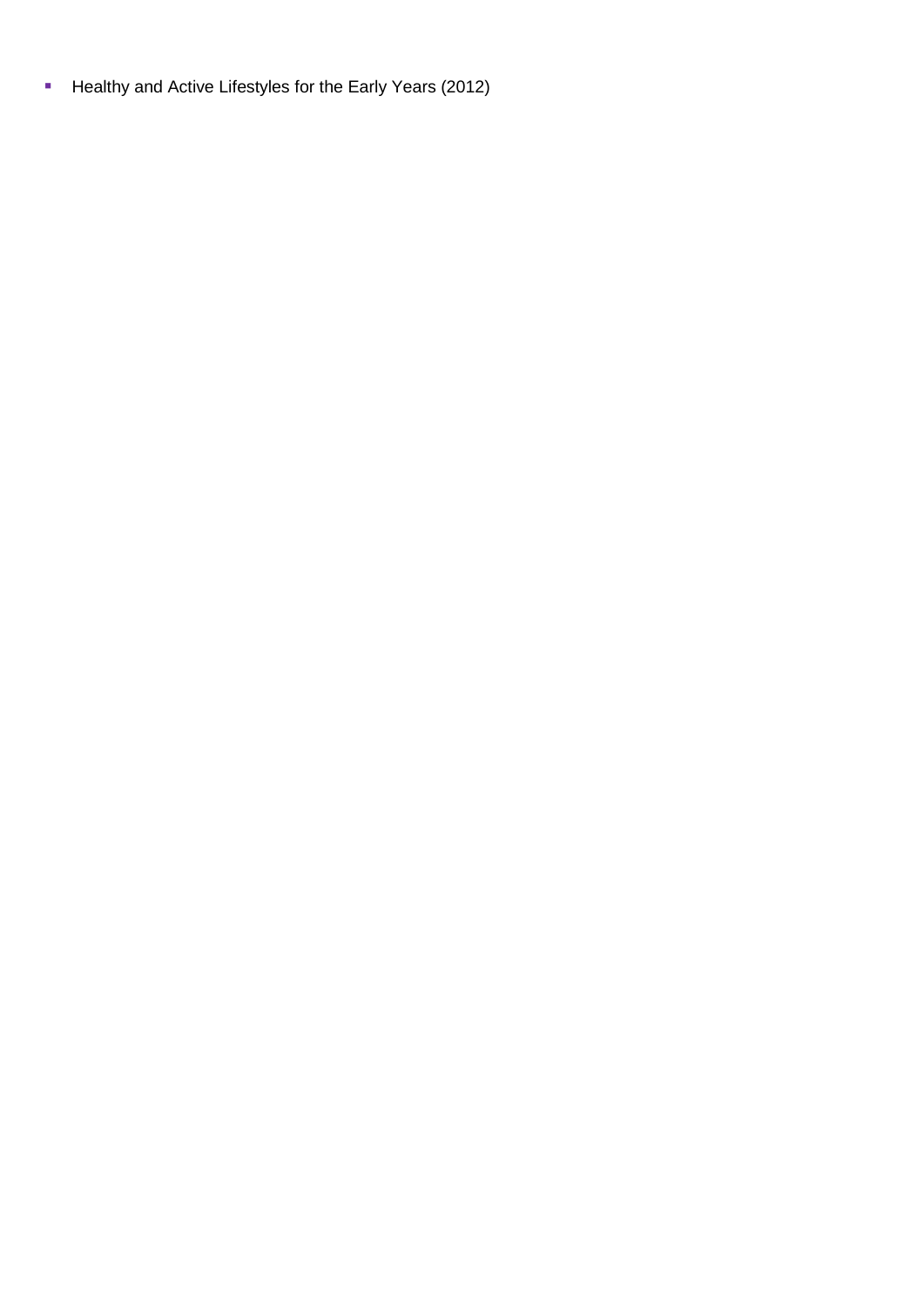- Healthy and Active Lifestyles for the Early Years (2012)